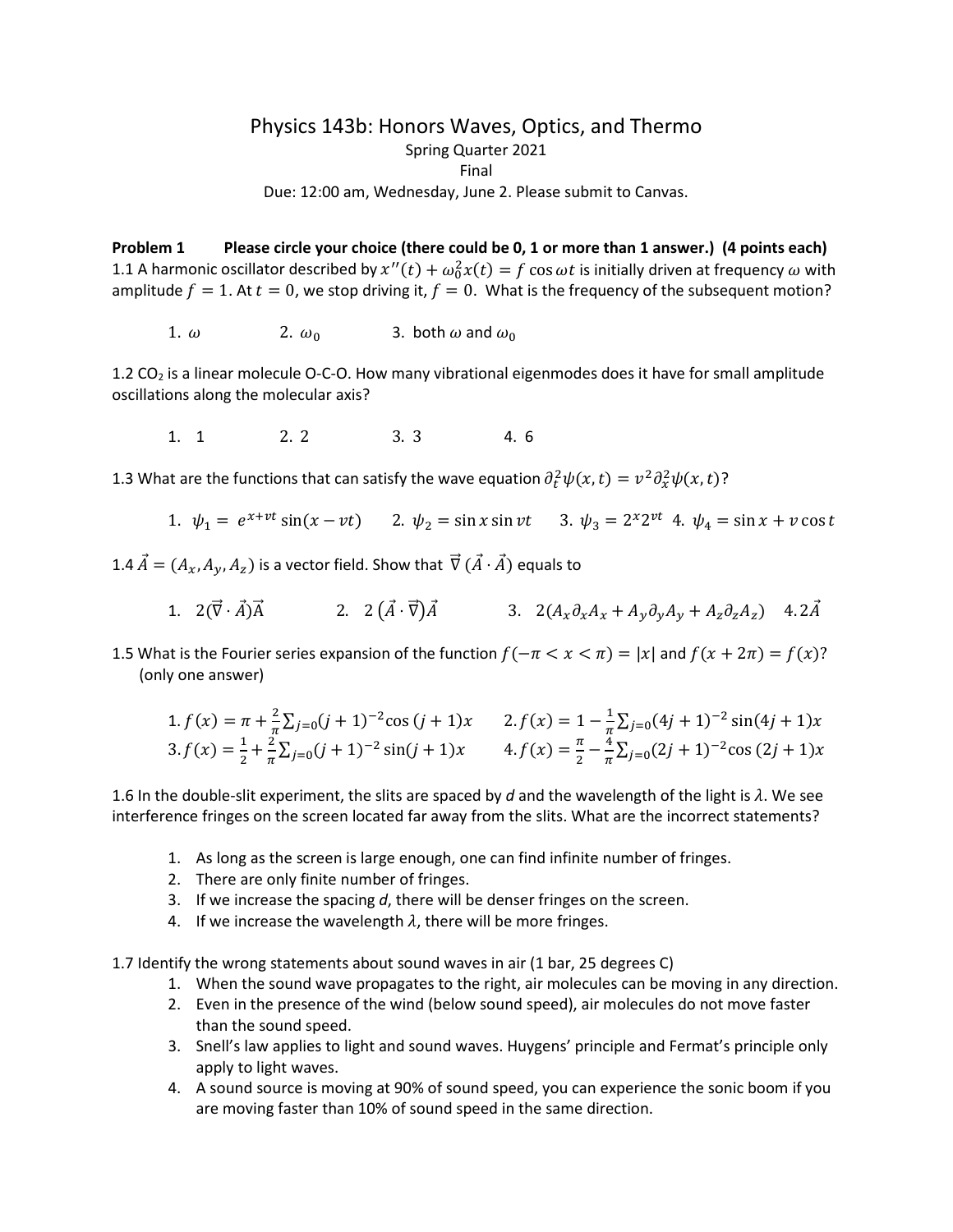# Physics 143b: Honors Waves, Optics, and Thermo

Spring Quarter 2021

Final

Due: 12:00 am, Wednesday, June 2. Please submit to Canvas.

**Problem 1 Please circle your choice (there could be 0, 1 or more than 1 answer.) (4 points each)**

1.1 A harmonic oscillator described by $x''(t) + \omega_0^2 x(t) = f \cos \omega t$ is initially driven at frequency $\omega$ with amplitude $f = 1$. At $t = 0$, we stop driving it, $f = 0$. What is the frequency of the subsequent motion?

1. $\omega$ 2. $\omega_0$ 3. both $\omega$ and $\omega_0$

1.2 $CO_2$ is a linear molecule O-C-O. How many vibrational eigenmodes does it have for small amplitude oscillations along the molecular axis?

1. 1 2. 2 3. 3 4. 6

1.3 What are the functions that can satisfy the wave equation $\partial_t^2 \psi(x,t) = v^2 \partial_x^2 \psi(x,t)$?

1. $\psi_1 = e^{x+vt} \sin(x - vt)$ 2. $\psi_2 = \sin x \sin vt$ 3. $\psi_3 = 2^x 2^{vt}$ 4. $\psi_4 = \sin x + v \cos t$

1.4 $\vec{A} = (A_x, A_y, A_z)$ is a vector field. Show that $\vec{\nabla}(\vec{A} \cdot \vec{A})$ equals to

1. $2(\vec{\nabla} \cdot \vec{A})\vec{A}$ 2. $2(\vec{A} \cdot \vec{\nabla})\vec{A}$ 3. $2(A_x \partial_x A_x + A_y \partial_y A_y + A_z \partial_z A_z)$ 4. $2\vec{A}$

1.5 What is the Fourier series expansion of the function $f(-\pi < x < \pi) = |x|$ and $f(x + 2\pi) = f(x)$? (only one answer)

1. $f(x) = \pi + \frac{2}{\pi}\sum_{j=0}(j+1)^{-2}\cos(j+1)x$ 2. $f(x) = 1 - \frac{1}{\pi}\sum_{j=0}(4j+1)^{-2}\sin(4j+1)x$
3. $f(x) = \frac{1}{2} + \frac{2}{\pi}\sum_{j=0}(j+1)^{-2}\sin(j+1)x$ 4. $f(x) = \frac{\pi}{2} - \frac{4}{\pi}\sum_{j=0}(2j+1)^{-2}\cos(2j+1)x$

1.6 In the double-slit experiment, the slits are spaced by *d* and the wavelength of the light is $\lambda$. We see interference fringes on the screen located far away from the slits. What are the incorrect statements?

1. As long as the screen is large enough, one can find infinite number of fringes.
2. There are only finite number of fringes.
3. If we increase the spacing *d*, there will be denser fringes on the screen.
4. If we increase the wavelength $\lambda$, there will be more fringes.

1.7 Identify the wrong statements about sound waves in air (1 bar, 25 degrees C)

1. When the sound wave propagates to the right, air molecules can be moving in any direction.
2. Even in the presence of the wind (below sound speed), air molecules do not move faster than the sound speed.
3. Snell's law applies to light and sound waves. Huygens' principle and Fermat's principle only apply to light waves.
4. A sound source is moving at 90% of sound speed, you can experience the sonic boom if you are moving faster than 10% of sound speed in the same direction.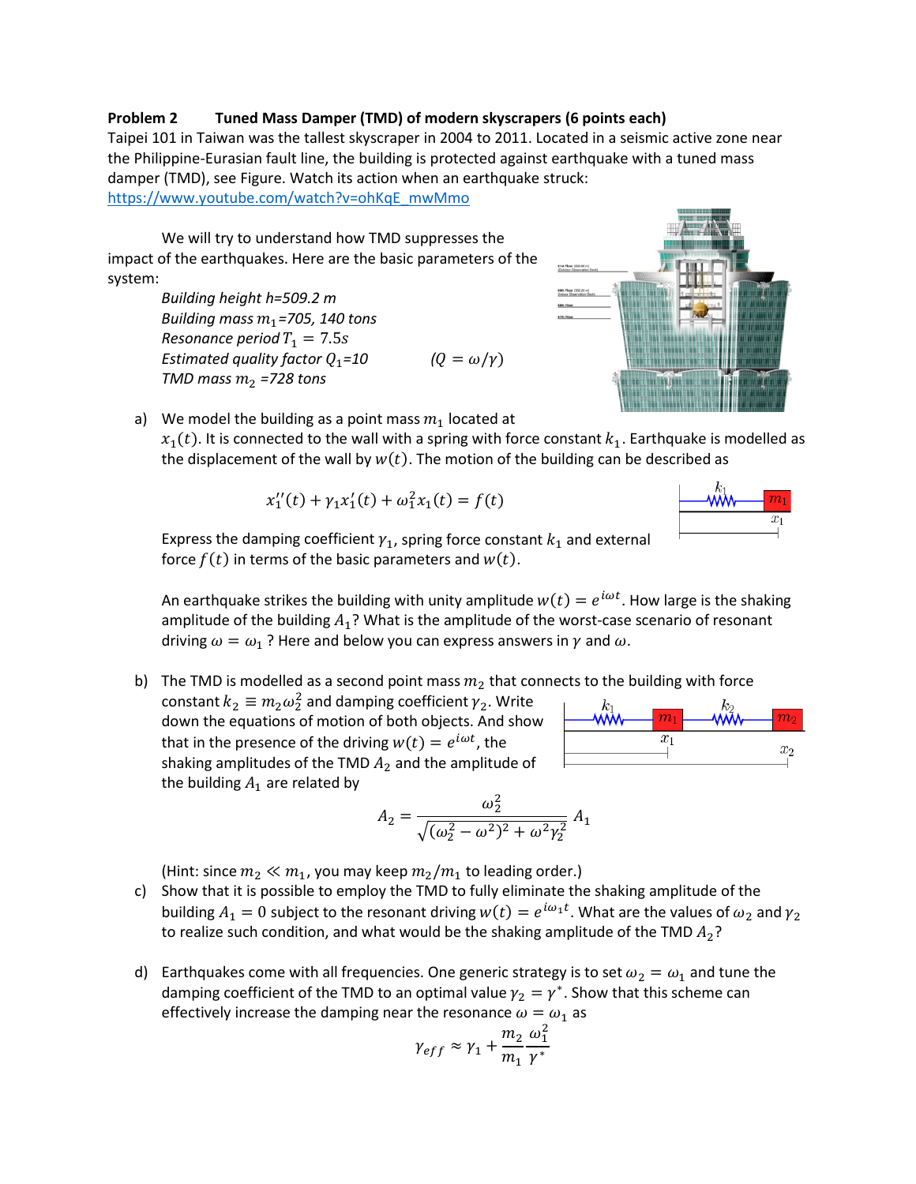**Problem 2 Tuned Mass Damper (TMD) of modern skyscrapers (6 points each)**

Taipei 101 in Taiwan was the tallest skyscraper in 2004 to 2011. Located in a seismic active zone near the Philippine-Eurasian fault line, the building is protected against earthquake with a tuned mass damper (TMD), see Figure. Watch its action when an earthquake struck: https://www.youtube.com/watch?v=ohKqE_mwMmo

We will try to understand how TMD suppresses the impact of the earthquakes. Here are the basic parameters of the system:

*Building height h=509.2 m*
*Building mass $m_1$=705, 140 tons*
*Resonance period $T_1 = 7.5s$*
*Estimated quality factor $Q_1$=10* $(Q = \omega/\gamma)$
*TMD mass $m_2$ =728 tons*

a) We model the building as a point mass $m_1$ located at $x_1(t)$. It is connected to the wall with a spring with force constant $k_1$. Earthquake is modelled as the displacement of the wall by $w(t)$. The motion of the building can be described as

$$x_1''(t) + \gamma_1 x_1'(t) + \omega_1^2 x_1(t) = f(t)$$

Express the damping coefficient $\gamma_1$, spring force constant $k_1$ and external force $f(t)$ in terms of the basic parameters and $w(t)$.

An earthquake strikes the building with unity amplitude $w(t) = e^{i\omega t}$. How large is the shaking amplitude of the building $A_1$? What is the amplitude of the worst-case scenario of resonant driving $\omega = \omega_1$ ? Here and below you can express answers in $\gamma$ and $\omega$.

b) The TMD is modelled as a second point mass $m_2$ that connects to the building with force constant $k_2 \equiv m_2\omega_2^2$ and damping coefficient $\gamma_2$. Write down the equations of motion of both objects. And show that in the presence of the driving $w(t) = e^{i\omega t}$, the shaking amplitudes of the TMD $A_2$ and the amplitude of the building $A_1$ are related by

$$A_2 = \frac{\omega_2^2}{\sqrt{(\omega_2^2 - \omega^2)^2 + \omega^2\gamma_2^2}} A_1$$

(Hint: since $m_2 \ll m_1$, you may keep $m_2/m_1$ to leading order.)

c) Show that it is possible to employ the TMD to fully eliminate the shaking amplitude of the building $A_1 = 0$ subject to the resonant driving $w(t) = e^{i\omega_1 t}$. What are the values of $\omega_2$ and $\gamma_2$ to realize such condition, and what would be the shaking amplitude of the TMD $A_2$?

d) Earthquakes come with all frequencies. One generic strategy is to set $\omega_2 = \omega_1$ and tune the damping coefficient of the TMD to an optimal value $\gamma_2 = \gamma^*$. Show that this scheme can effectively increase the damping near the resonance $\omega = \omega_1$ as

$$\gamma_{eff} \approx \gamma_1 + \frac{m_2}{m_1}\frac{\omega_1^2}{\gamma^*}$$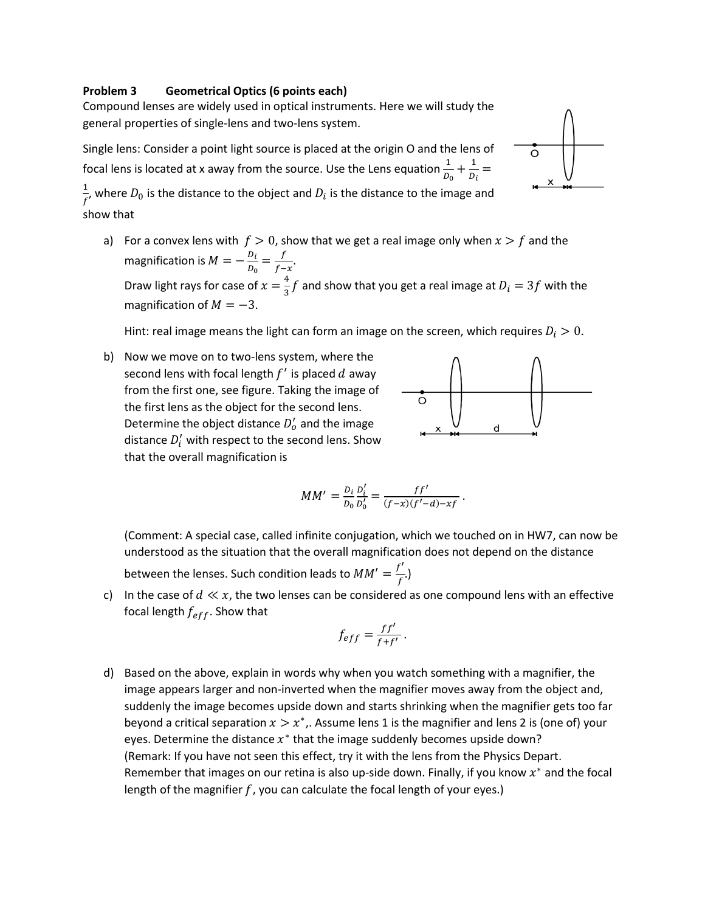**Problem 3 Geometrical Optics (6 points each)**

Compound lenses are widely used in optical instruments. Here we will study the general properties of single-lens and two-lens system.

Single lens: Consider a point light source is placed at the origin O and the lens of focal lens is located at x away from the source. Use the Lens equation $\frac{1}{D_0} + \frac{1}{D_i} = \frac{1}{f}$, where $D_0$ is the distance to the object and $D_i$ is the distance to the image and show that

a) For a convex lens with $f > 0$, show that we get a real image only when $x > f$ and the magnification is $M = -\frac{D_i}{D_0} = \frac{f}{f-x}$.

   Draw light rays for case of $x = \frac{4}{3}f$ and show that you get a real image at $D_i = 3f$ with the magnification of $M = -3$.

   Hint: real image means the light can form an image on the screen, which requires $D_i > 0$.

b) Now we move on to two-lens system, where the second lens with focal length $f'$ is placed $d$ away from the first one, see figure. Taking the image of the first lens as the object for the second lens. Determine the object distance $D_o'$ and the image distance $D_i'$ with respect to the second lens. Show that the overall magnification is

$$MM' = \frac{D_i}{D_0}\frac{D_i'}{D_0'} = \frac{ff'}{(f-x)(f'-d)-xf}.$$

   (Comment: A special case, called infinite conjugation, which we touched on in HW7, can now be understood as the situation that the overall magnification does not depend on the distance between the lenses. Such condition leads to $MM' = \frac{f'}{f}$.)

c) In the case of $d \ll x$, the two lenses can be considered as one compound lens with an effective focal length $f_{eff}$. Show that

$$f_{eff} = \frac{ff'}{f+f'}.$$

d) Based on the above, explain in words why when you watch something with a magnifier, the image appears larger and non-inverted when the magnifier moves away from the object and, suddenly the image becomes upside down and starts shrinking when the magnifier gets too far beyond a critical separation $x > x^*$,. Assume lens 1 is the magnifier and lens 2 is (one of) your eyes. Determine the distance $x^*$ that the image suddenly becomes upside down?

   (Remark: If you have not seen this effect, try it with the lens from the Physics Depart. Remember that images on our retina is also up-side down. Finally, if you know $x^*$ and the focal length of the magnifier $f$, you can calculate the focal length of your eyes.)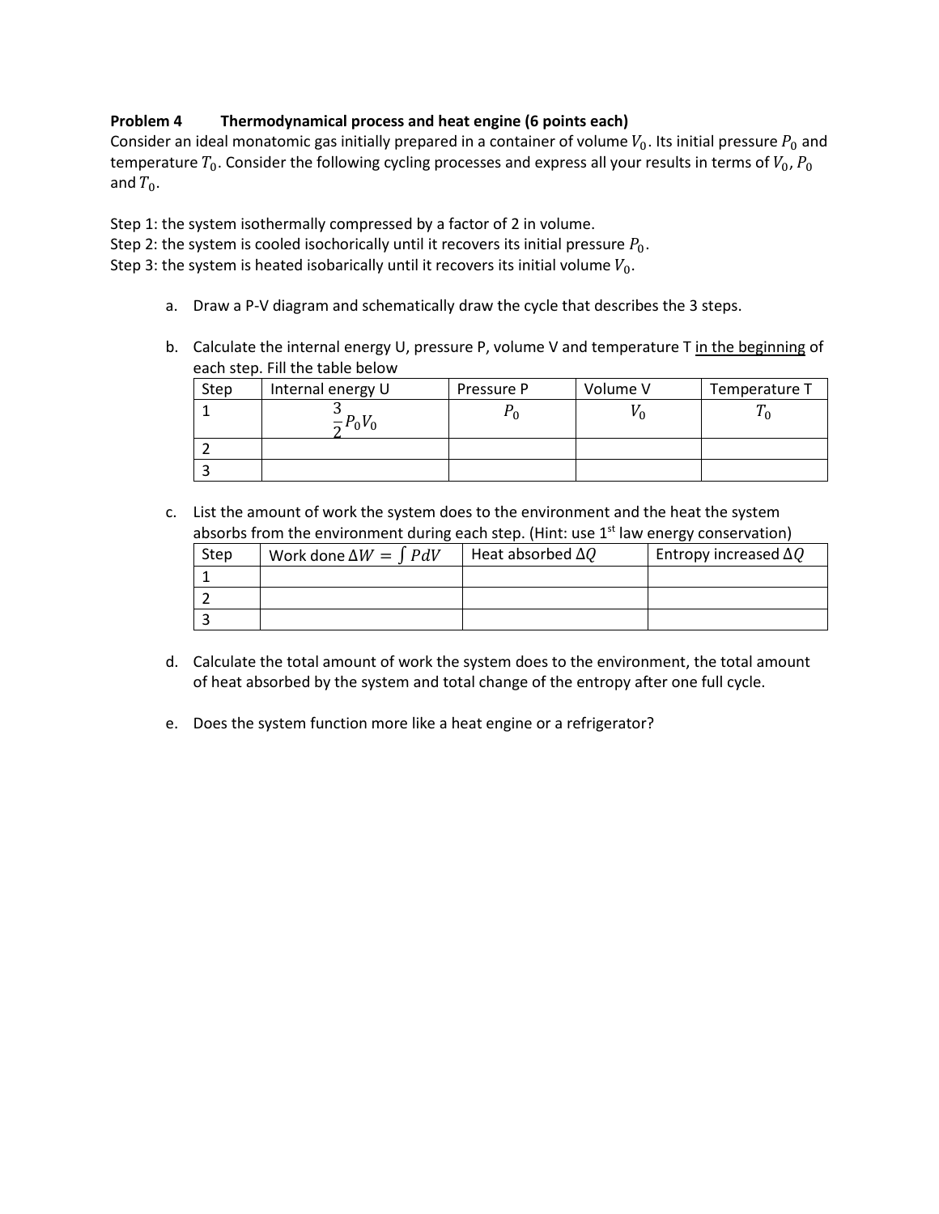**Problem 4 Thermodynamical process and heat engine (6 points each)**

Consider an ideal monatomic gas initially prepared in a container of volume $V_0$. Its initial pressure $P_0$ and temperature $T_0$. Consider the following cycling processes and express all your results in terms of $V_0$, $P_0$ and $T_0$.

Step 1: the system isothermally compressed by a factor of 2 in volume.
Step 2: the system is cooled isochorically until it recovers its initial pressure $P_0$.
Step 3: the system is heated isobarically until it recovers its initial volume $V_0$.

a. Draw a P-V diagram and schematically draw the cycle that describes the 3 steps.

b. Calculate the internal energy U, pressure P, volume V and temperature T in the beginning of each step. Fill the table below

| Step | Internal energy U | Pressure P | Volume V | Temperature T |
|---|---|---|---|---|
| 1 | $\frac{3}{2}P_0V_0$ | $P_0$ | $V_0$ | $T_0$ |
| 2 | | | | |
| 3 | | | | |

c. List the amount of work the system does to the environment and the heat the system absorbs from the environment during each step. (Hint: use 1st law energy conservation)

| Step | Work done $\Delta W = \int PdV$ | Heat absorbed $\Delta Q$ | Entropy increased $\Delta Q$ |
|---|---|---|---|
| 1 | | | |
| 2 | | | |
| 3 | | | |

d. Calculate the total amount of work the system does to the environment, the total amount of heat absorbed by the system and total change of the entropy after one full cycle.

e. Does the system function more like a heat engine or a refrigerator?